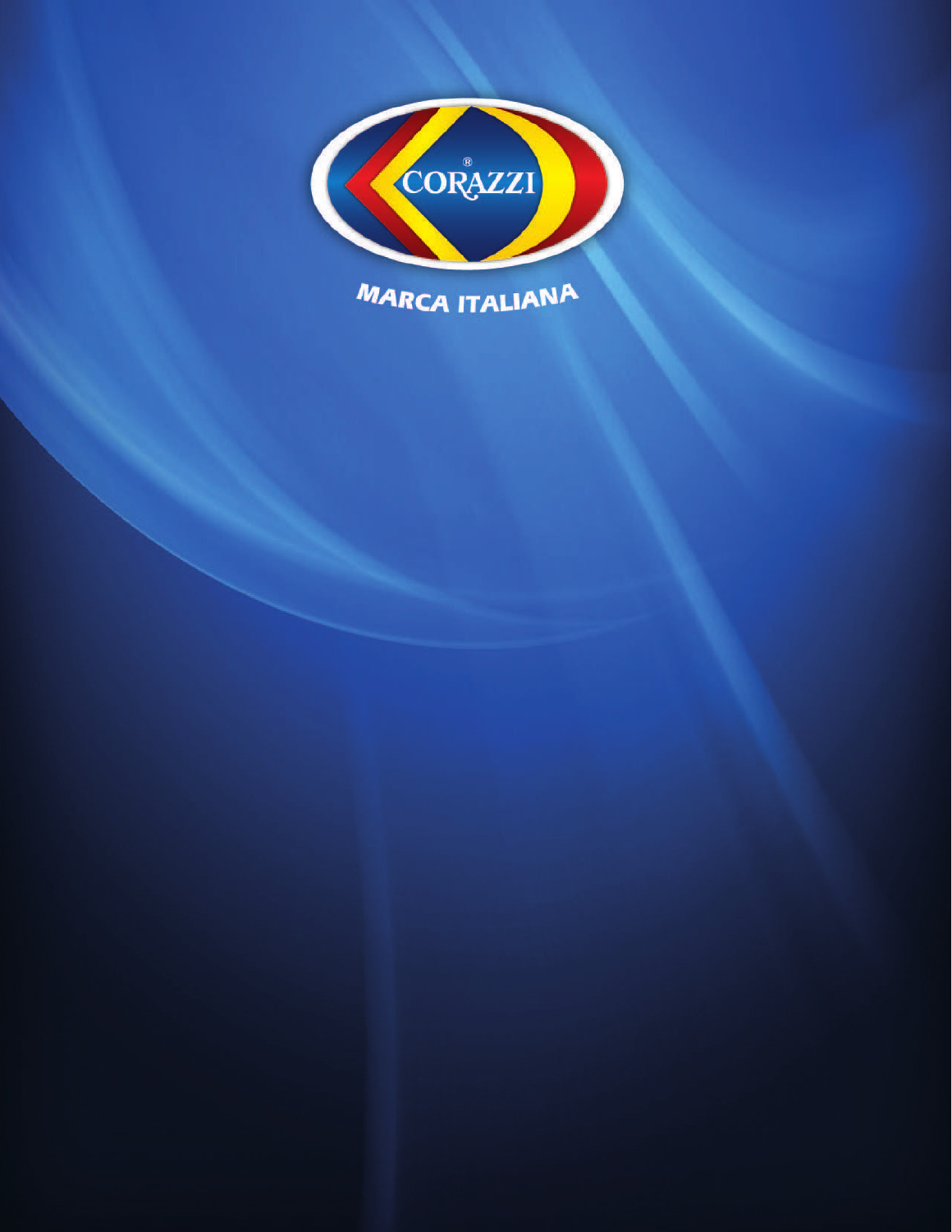CORAZZI®

MARCA ITALIANA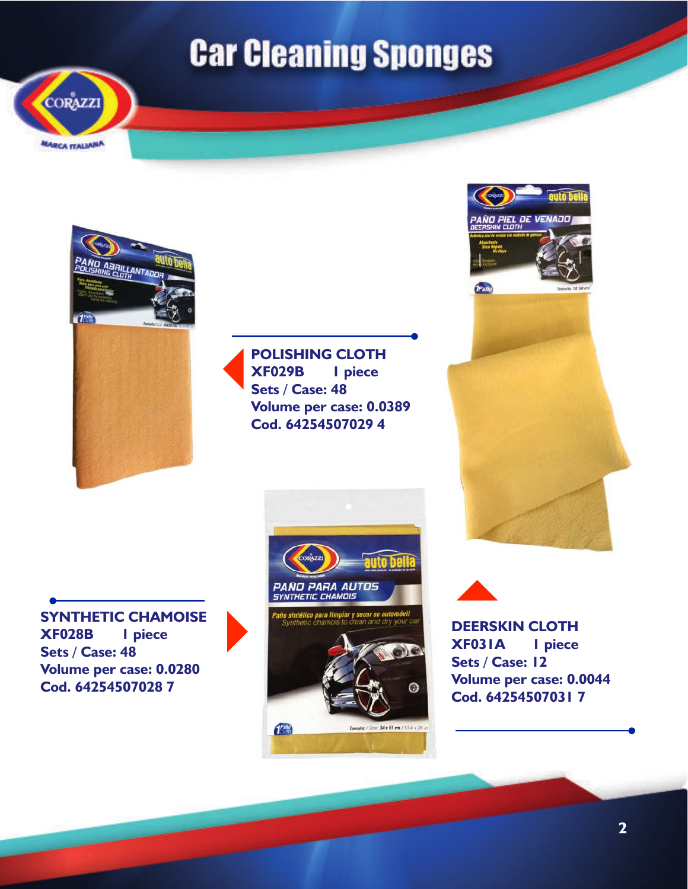# Car Cleaning Sponges

**POLISHING CLOTH**
**XF029B    1 piece**
**Sets / Case: 48**
**Volume per case: 0.0389**
**Cod. 64254507029 4**

**SYNTHETIC CHAMOISE**
**XF028B    1 piece**
**Sets / Case: 48**
**Volume per case: 0.0280**
**Cod. 64254507028 7**

**DEERSKIN CLOTH**
**XF031A    1 piece**
**Sets / Case: 12**
**Volume per case: 0.0044**
**Cod. 64254507031 7**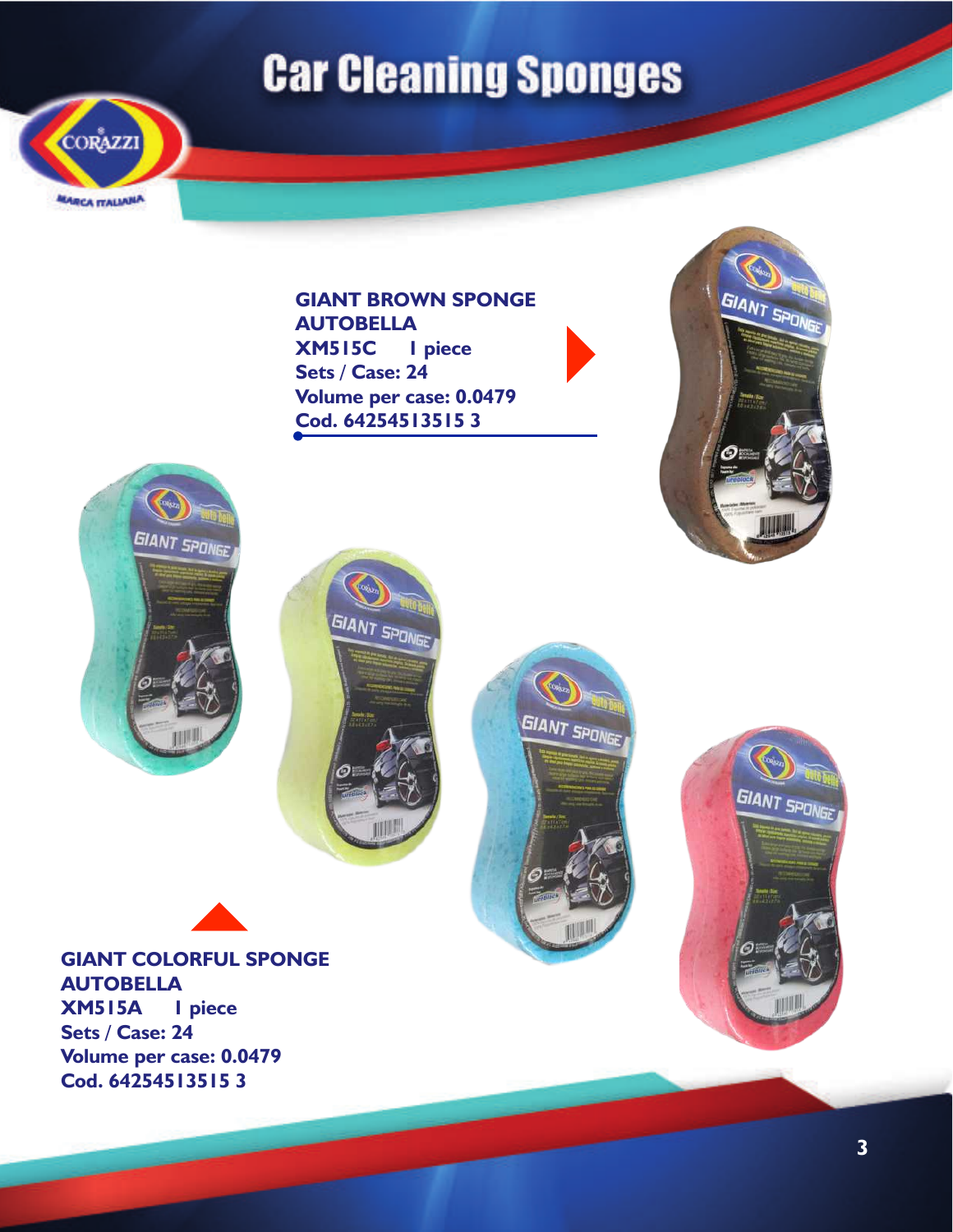# Car Cleaning Sponges

**GIANT BROWN SPONGE AUTOBELLA**
**XM515C      1 piece**
**Sets / Case: 24**
**Volume per case: 0.0479**
**Cod. 64254513515 3**

**GIANT COLORFUL SPONGE AUTOBELLA**
**XM515A      1 piece**
**Sets / Case: 24**
**Volume per case: 0.0479**
**Cod. 64254513515 3**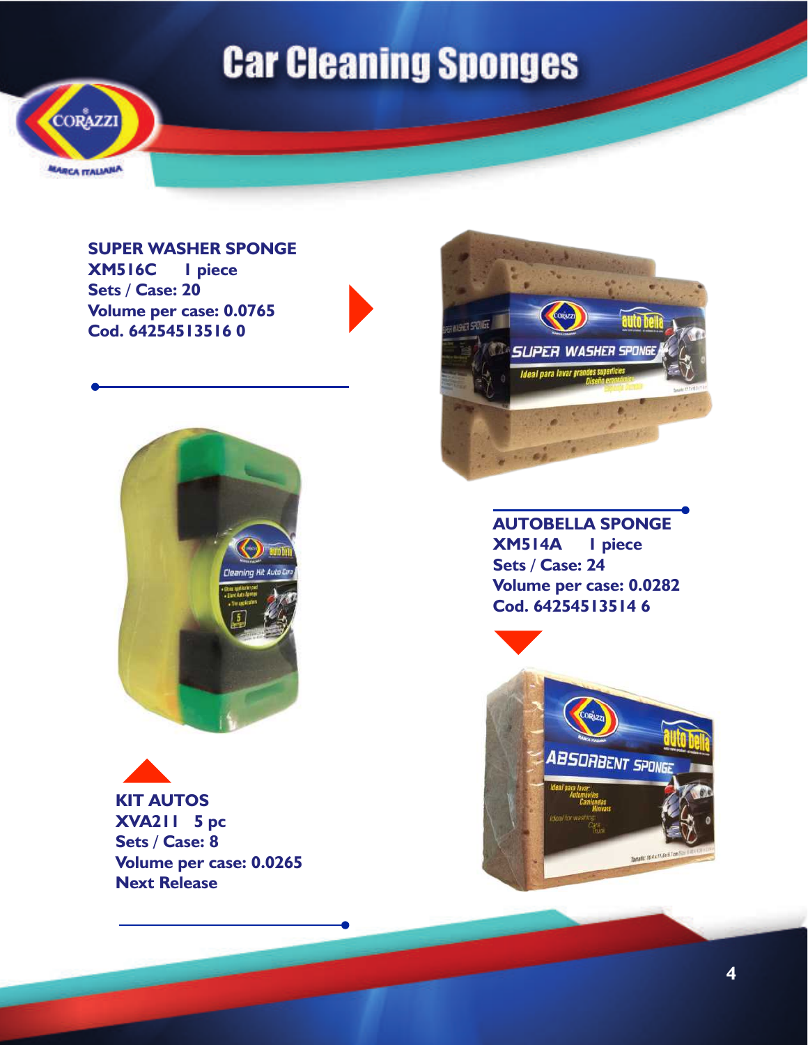# Car Cleaning Sponges

**SUPER WASHER SPONGE**
**XM516C      1 piece**
**Sets / Case: 20**
**Volume per case: 0.0765**
**Cod. 64254513516 0**

**AUTOBELLA SPONGE**
**XM514A      1 piece**
**Sets / Case: 24**
**Volume per case: 0.0282**
**Cod. 64254513514 6**

**KIT AUTOS**
**XVA211   5 pc**
**Sets / Case: 8**
**Volume per case: 0.0265**
**Next Release**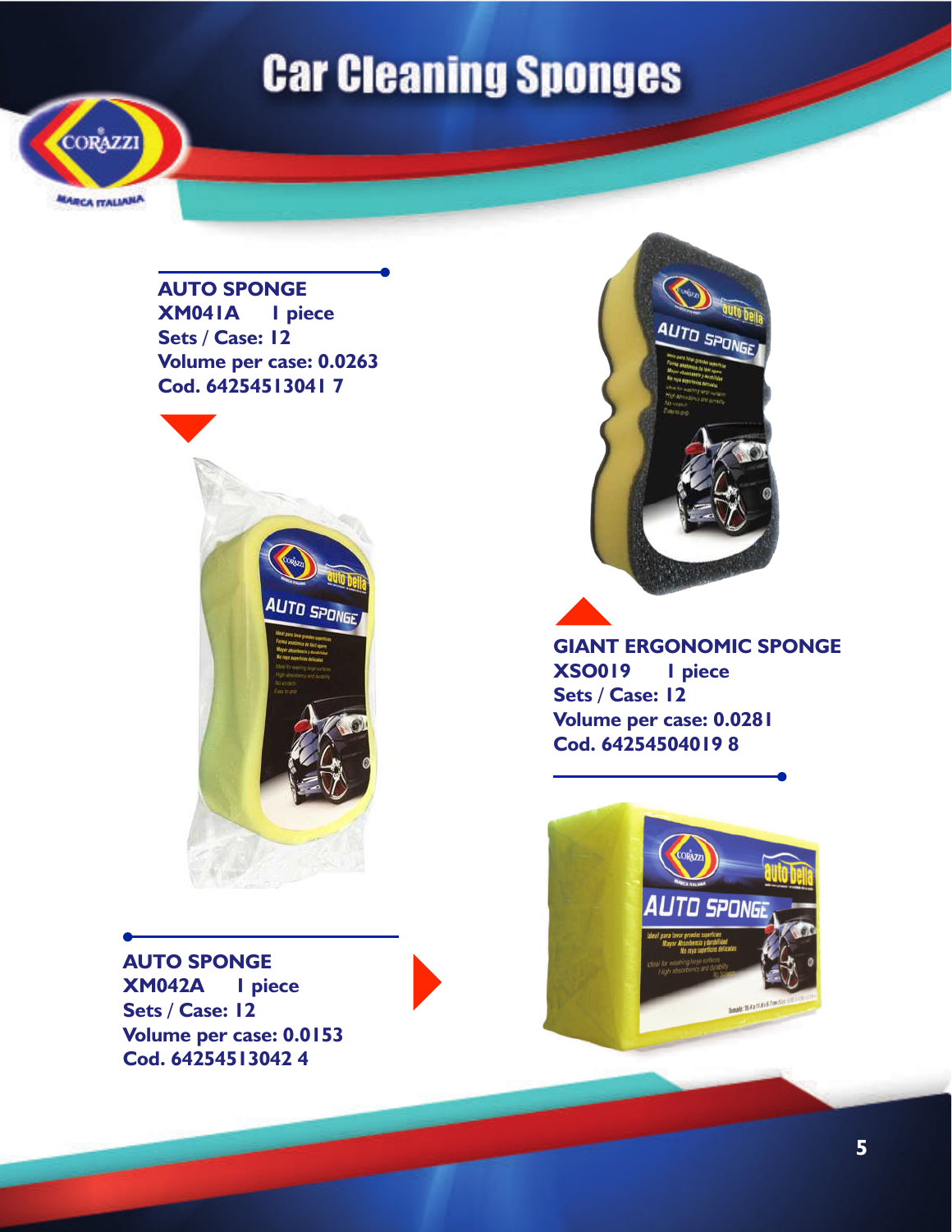# Car Cleaning Sponges

**AUTO SPONGE**
**XM041A I piece**
**Sets / Case: 12**
**Volume per case: 0.0263**
**Cod. 64254513041 7**

**GIANT ERGONOMIC SPONGE**
**XSO019 I piece**
**Sets / Case: 12**
**Volume per case: 0.0281**
**Cod. 64254504019 8**

**AUTO SPONGE**
**XM042A I piece**
**Sets / Case: 12**
**Volume per case: 0.0153**
**Cod. 64254513042 4**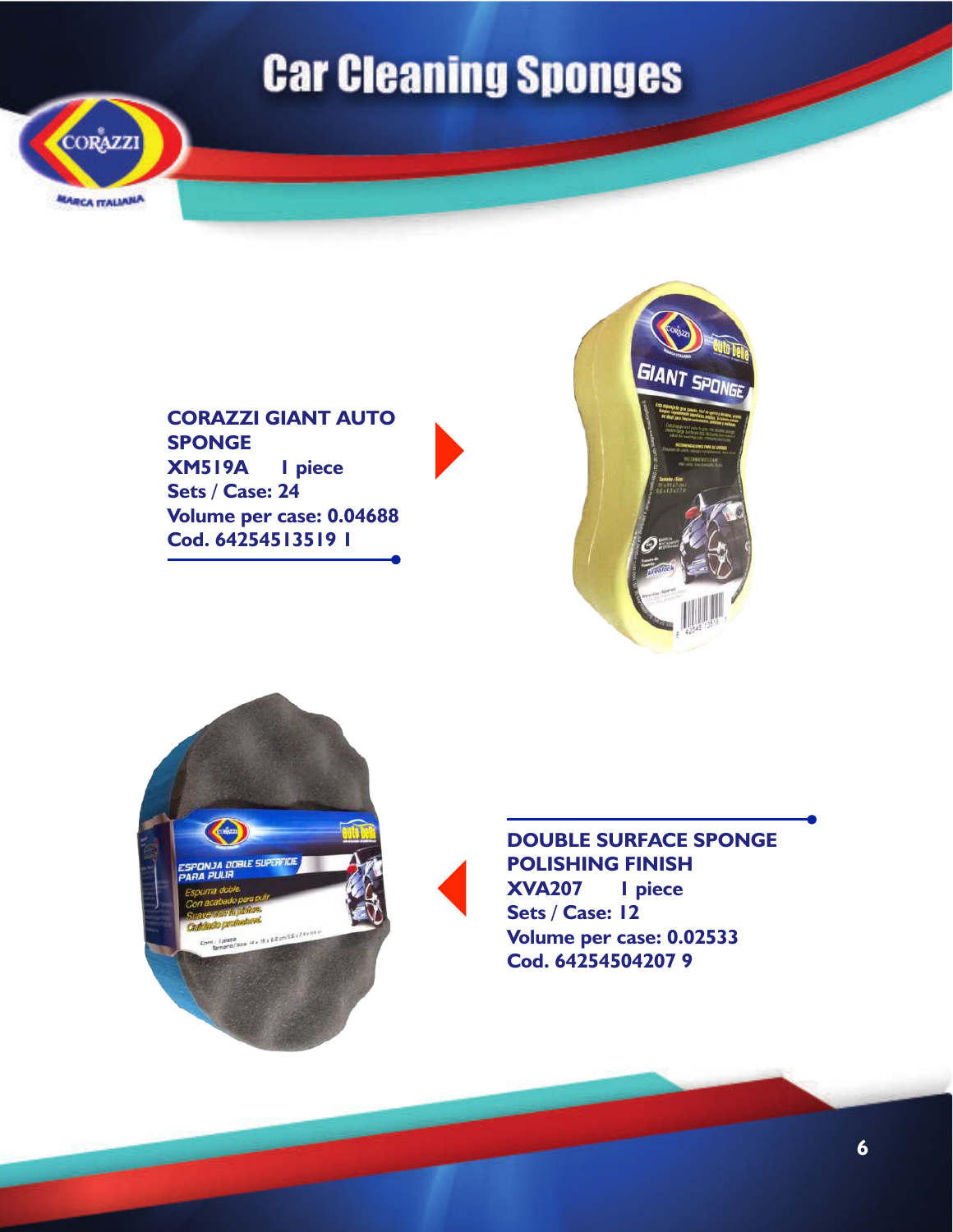# Car Cleaning Sponges

**CORAZZI GIANT AUTO SPONGE**
**XM519A 1 piece**
**Sets / Case: 24**
**Volume per case: 0.04688**
**Cod. 64254513519 1**

**DOUBLE SURFACE SPONGE POLISHING FINISH**
**XVA207 1 piece**
**Sets / Case: 12**
**Volume per case: 0.02533**
**Cod. 64254504207 9**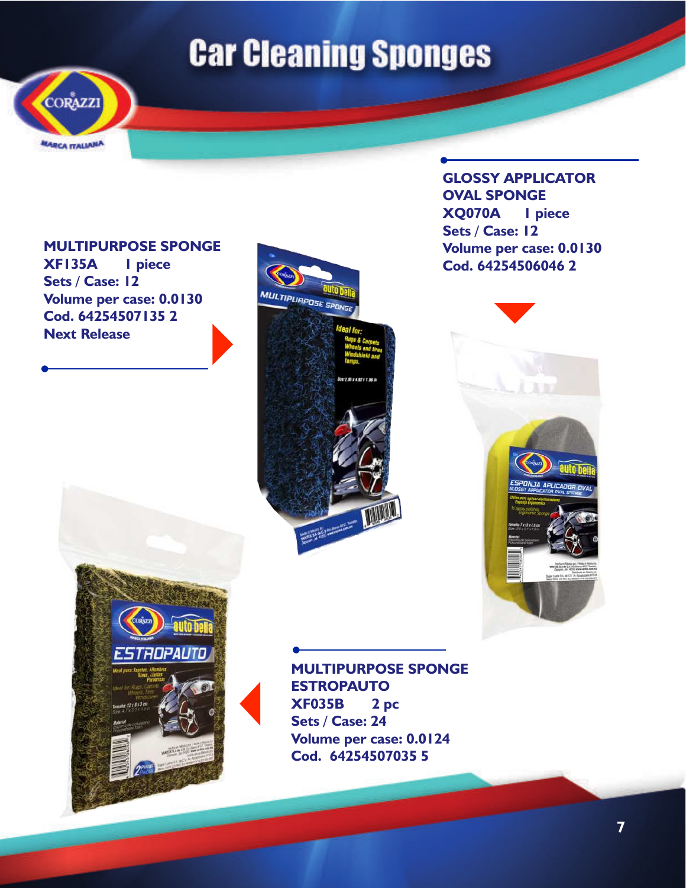# Car Cleaning Sponges

**MULTIPURPOSE SPONGE**
**XF135A 1 piece**
**Sets / Case: 12**
**Volume per case: 0.0130**
**Cod. 64254507135 2**
**Next Release**

**GLOSSY APPLICATOR OVAL SPONGE**
**XQ070A 1 piece**
**Sets / Case: 12**
**Volume per case: 0.0130**
**Cod. 64254506046 2**

**MULTIPURPOSE SPONGE ESTROPAUTO**
**XF035B 2 pc**
**Sets / Case: 24**
**Volume per case: 0.0124**
**Cod. 64254507035 5**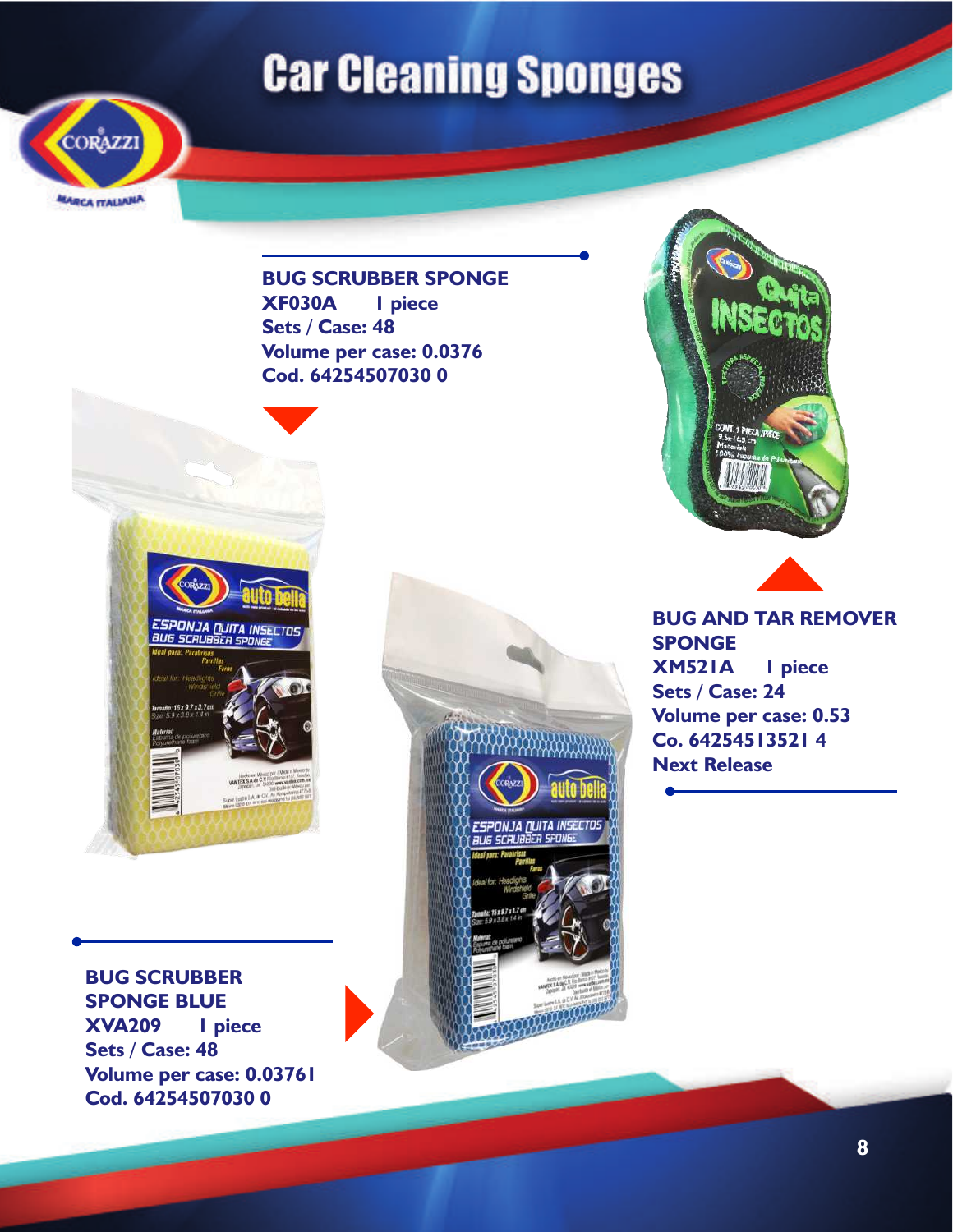# Car Cleaning Sponges

**BUG SCRUBBER SPONGE**
**XF030A    1 piece**
**Sets / Case: 48**
**Volume per case: 0.0376**
**Cod. 64254507030 0**

**BUG AND TAR REMOVER SPONGE**
**XM521A    1 piece**
**Sets / Case: 24**
**Volume per case: 0.53**
**Co. 64254513521 4**
**Next Release**

**BUG SCRUBBER SPONGE BLUE**
**XVA209    1 piece**
**Sets / Case: 48**
**Volume per case: 0.03761**
**Cod. 64254507030 0**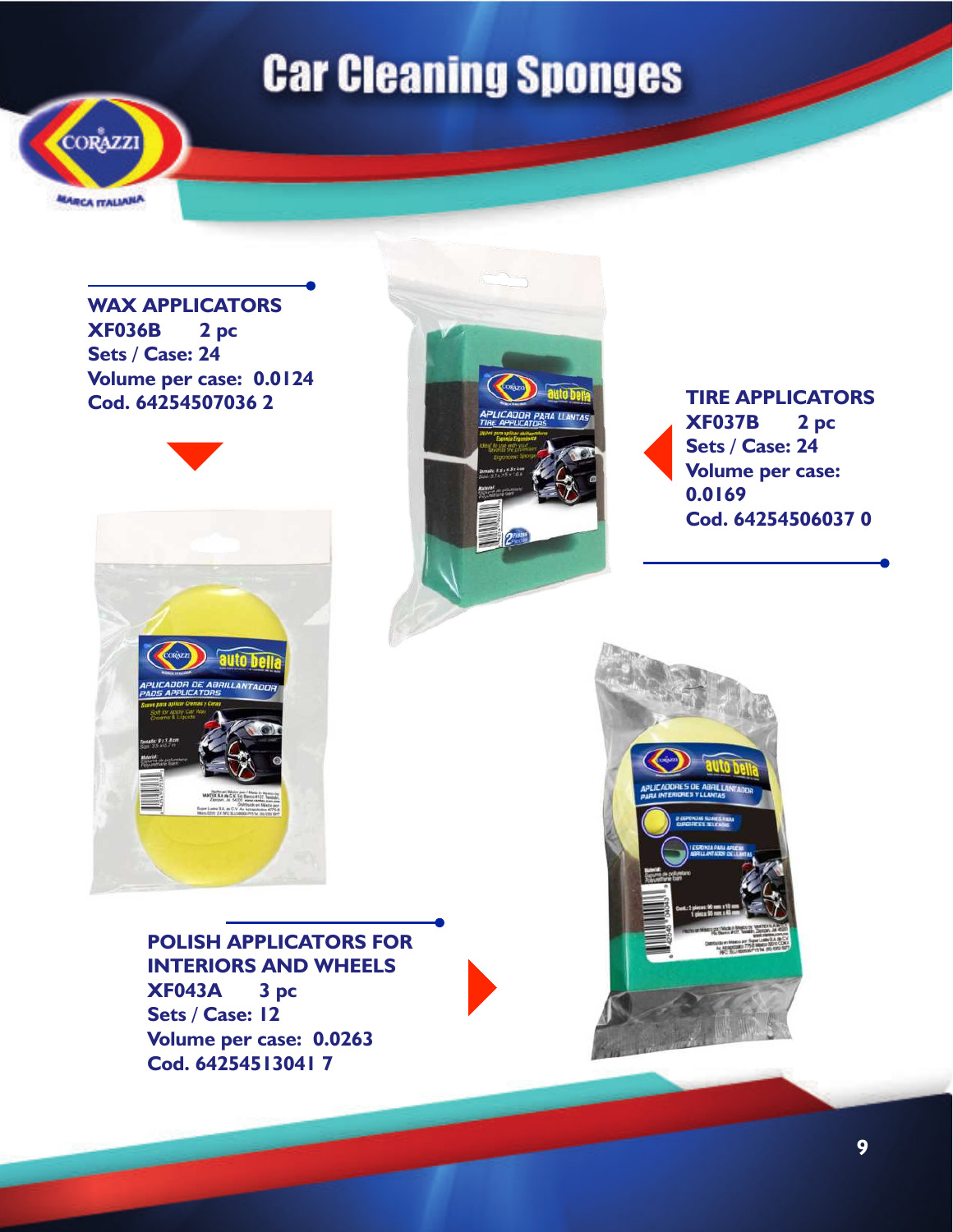# Car Cleaning Sponges

CORAZZI
MARCA ITALIANA

**WAX APPLICATORS**
**XF036B 2 pc**
**Sets / Case: 24**
**Volume per case: 0.0124**
**Cod. 64254507036 2**

**TIRE APPLICATORS**
**XF037B 2 pc**
**Sets / Case: 24**
**Volume per case: 0.0169**
**Cod. 64254506037 0**

**POLISH APPLICATORS FOR INTERIORS AND WHEELS**
**XF043A 3 pc**
**Sets / Case: 12**
**Volume per case: 0.0263**
**Cod. 64254513041 7**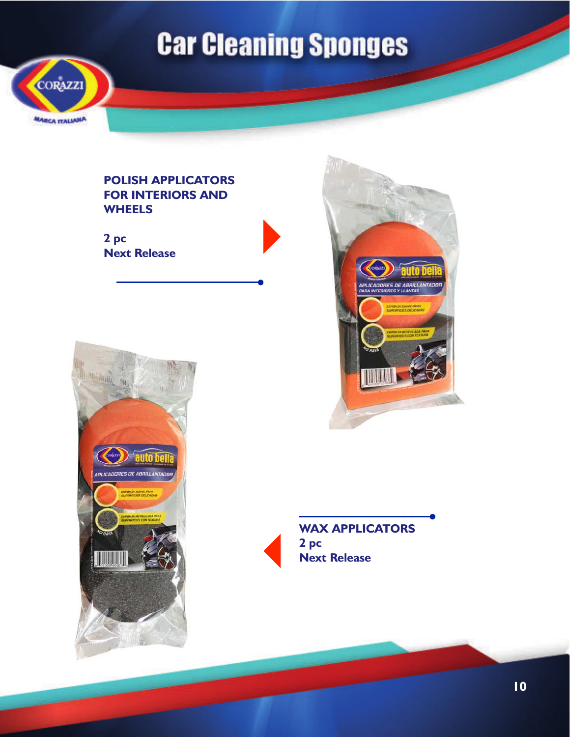# Car Cleaning Sponges

**POLISH APPLICATORS FOR INTERIORS AND WHEELS**

**2 pc**
**Next Release**

**WAX APPLICATORS**
**2 pc**
**Next Release**